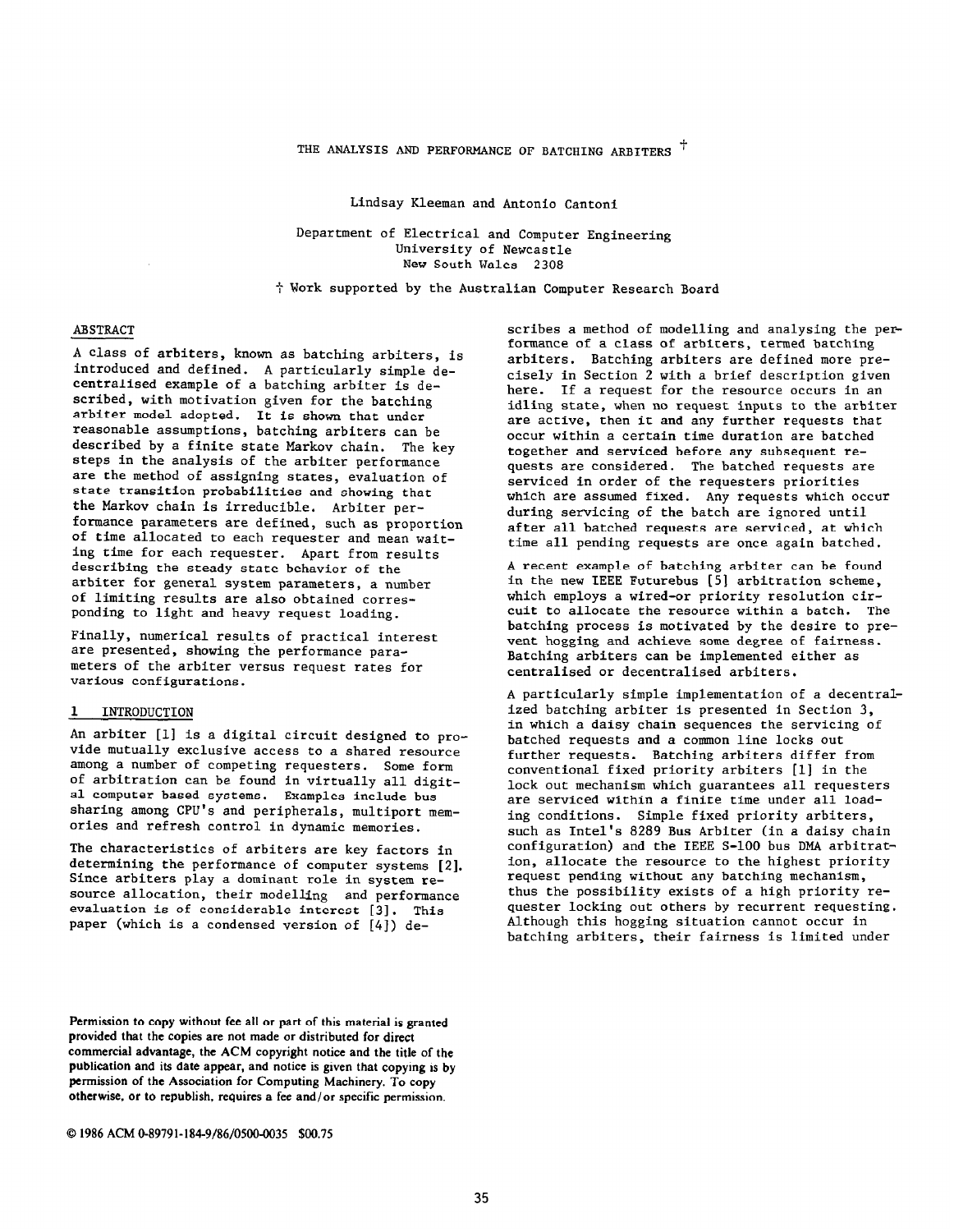# THE ANALYSIS AND PERFORMANCE OF BATCHING ARBITERS †

Lindsay Kleeman and Antonio Cantoni

Department of Electrical and Computer Engineering
University of Newcastle
New South Wales 2308

† Work supported by the Australian Computer Research Board

## ABSTRACT

A class of arbiters, known as batching arbiters, is introduced and defined. A particularly simple decentralised example of a batching arbiter is described, with motivation given for the batching arbiter model adopted. It is shown that under reasonable assumptions, batching arbiters can be described by a finite state Markov chain. The key steps in the analysis of the arbiter performance are the method of assigning states, evaluation of state transition probabilities and showing that the Markov chain is irreducible. Arbiter performance parameters are defined, such as proportion of time allocated to each requester and mean waiting time for each requester. Apart from results describing the steady state behavior of the arbiter for general system parameters, a number of limiting results are also obtained corresponding to light and heavy request loading.

Finally, numerical results of practical interest are presented, showing the performance parameters of the arbiter versus request rates for various configurations.

## 1 INTRODUCTION

An arbiter [1] is a digital circuit designed to provide mutually exclusive access to a shared resource among a number of competing requesters. Some form of arbitration can be found in virtually all digital computer based systems. Examples include bus sharing among CPU's and peripherals, multiport memories and refresh control in dynamic memories.

The characteristics of arbiters are key factors in determining the performance of computer systems [2]. Since arbiters play a dominant role in system resource allocation, their modelling and performance evaluation is of considerable interest [3]. This paper (which is a condensed version of [4]) describes a method of modelling and analysing the performance of a class of arbiters, termed batching arbiters. Batching arbiters are defined more precisely in Section 2 with a brief description given here. If a request for the resource occurs in an idling state, when no request inputs to the arbiter are active, then it and any further requests that occur within a certain time duration are batched together and serviced before any subsequent requests are considered. The batched requests are serviced in order of the requesters priorities which are assumed fixed. Any requests which occur during servicing of the batch are ignored until after all batched requests are serviced, at which time all pending requests are once again batched.

A recent example of batching arbiter can be found in the new IEEE Futurebus [5] arbitration scheme, which employs a wired-or priority resolution circuit to allocate the resource within a batch. The batching process is motivated by the desire to prevent hogging and achieve some degree of fairness. Batching arbiters can be implemented either as centralised or decentralised arbiters.

A particularly simple implementation of a decentralized batching arbiter is presented in Section 3, in which a daisy chain sequences the servicing of batched requests and a common line locks out further requests. Batching arbiters differ from conventional fixed priority arbiters [1] in the lock out mechanism which guarantees all requesters are serviced within a finite time under all loading conditions. Simple fixed priority arbiters, such as Intel's 8289 Bus Arbiter (in a daisy chain configuration) and the IEEE S-100 bus DMA arbitration, allocate the resource to the highest priority request pending without any batching mechanism, thus the possibility exists of a high priority requester locking out others by recurrent requesting. Although this hogging situation cannot occur in batching arbiters, their fairness is limited under

Permission to copy without fee all or part of this material is granted provided that the copies are not made or distributed for direct commercial advantage, the ACM copyright notice and the title of the publication and its date appear, and notice is given that copying is by permission of the Association for Computing Machinery. To copy otherwise, or to republish, requires a fee and/or specific permission.

© 1986 ACM 0-89791-184-9/86/0500-0035 $00.75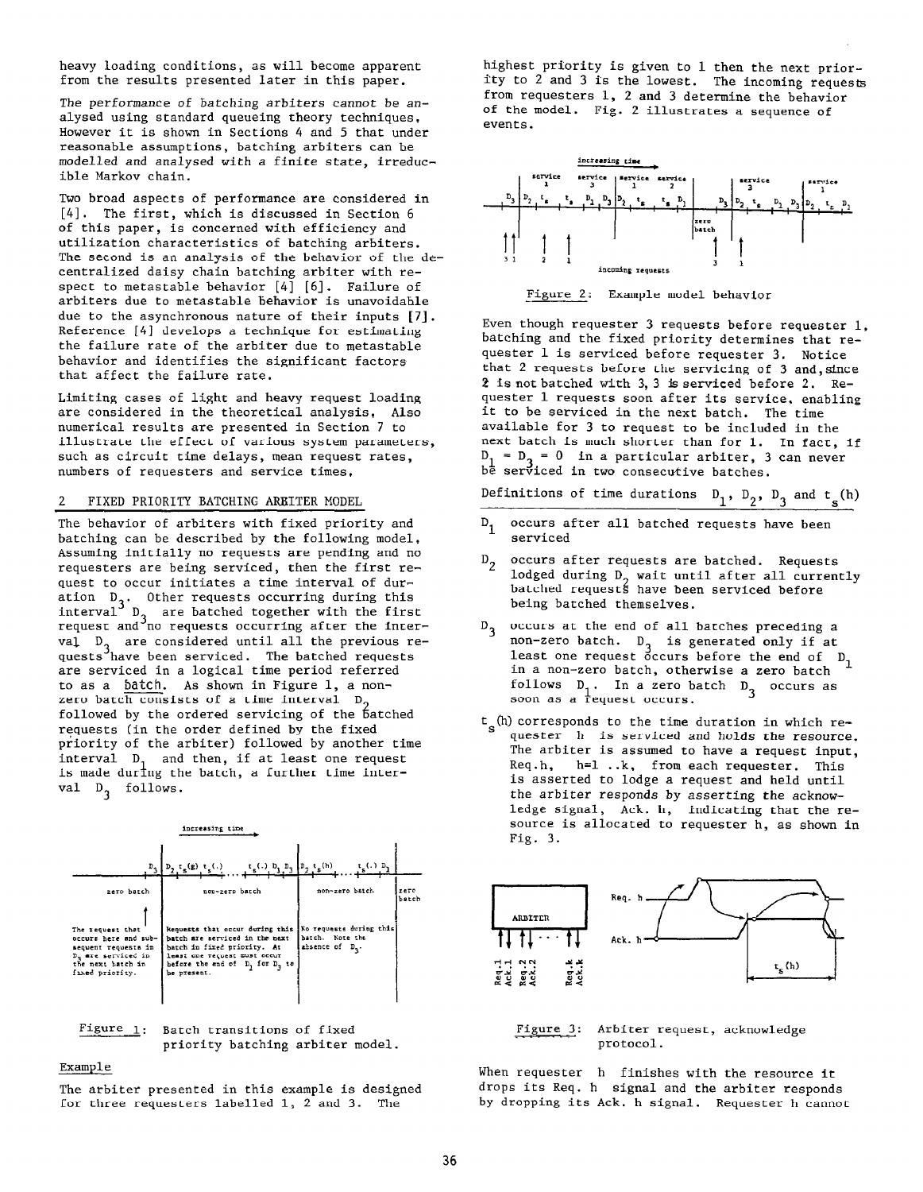heavy loading conditions, as will become apparent from the results presented later in this paper.

The performance of batching arbiters cannot be analysed using standard queueing theory techniques. However it is shown in Sections 4 and 5 that under reasonable assumptions, batching arbiters can be modelled and analysed with a finite state, irreducible Markov chain.

Two broad aspects of performance are considered in [4]. The first, which is discussed in Section 6 of this paper, is concerned with efficiency and utilization characteristics of batching arbiters. The second is an analysis of the behavior of the decentralized daisy chain batching arbiter with respect to metastable behavior [4] [6]. Failure of arbiters due to metastable behavior is unavoidable due to the asynchronous nature of their inputs [7]. Reference [4] develops a technique for estimating the failure rate of the arbiter due to metastable behavior and identifies the significant factors that affect the failure rate.

Limiting cases of light and heavy request loading are considered in the theoretical analysis. Also numerical results are presented in Section 7 to illustrate the effect of various system parameters, such as circuit time delays, mean request rates, numbers of requesters and service times.

## 2 FIXED PRIORITY BATCHING ARBITER MODEL

The behavior of arbiters with fixed priority and batching can be described by the following model. Assuming initially no requests are pending and no requesters are being serviced, then the first request to occur initiates a time interval of duration $D_3$. Other requests occurring during this interval $D_3$ are batched together with the first request and no requests occurring after the interval $D_3$ are considered until all the previous requests have been serviced. The batched requests are serviced in a logical time period referred to as a batch. As shown in Figure 1, a non-zero batch consists of a time interval $D_2$ followed by the ordered servicing of the batched requests (in the order defined by the fixed priority of the arbiter) followed by another time interval $D_1$ and then, if at least one request is made during the batch, a further time interval $D_3$ follows.

Figure 1: Batch transitions of fixed priority batching arbiter model.

### Example

The arbiter presented in this example is designed for three requesters labelled 1, 2 and 3. The highest priority is given to 1 then the next priority to 2 and 3 is the lowest. The incoming requests from requesters 1, 2 and 3 determine the behavior of the model. Fig. 2 illustrates a sequence of events.

Figure 2: Example model behavior

Even though requester 3 requests before requester 1, batching and the fixed priority determines that requester 1 is serviced before requester 3. Notice that 2 requests before the servicing of 3 and, since 2 is not batched with 3, 3 is serviced before 2. Requester 1 requests soon after its service, enabling it to be serviced in the next batch. The time available for 3 to request to be included in the next batch is much shorter than for 1. In fact, if $D_1 = D_3 = 0$ in a particular arbiter, 3 can never be serviced in two consecutive batches.

Definitions of time durations $D_1$, $D_2$, $D_3$ and $t_s(h)$

- $D_1$ occurs after all batched requests have been serviced
- $D_2$ occurs after requests are batched. Requests lodged during $D_2$ wait until after all currently batched requests have been serviced before being batched themselves.
- $D_3$ occurs at the end of all batches preceding a non-zero batch. $D_3$ is generated only if at least one request occurs before the end of $D_1$ in a non-zero batch, otherwise a zero batch follows $D_1$. In a zero batch $D_3$ occurs as soon as a request occurs.
- $t_s(h)$ corresponds to the time duration in which requester h is serviced and holds the resource. The arbiter is assumed to have a request input, Req.h, h=1 ..k, from each requester. This is asserted to lodge a request and held until the arbiter responds by asserting the acknowledge signal, Ack. h, indicating that the resource is allocated to requester h, as shown in Fig. 3.

Figure 3: Arbiter request, acknowledge protocol.

When requester h finishes with the resource it drops its Req. h signal and the arbiter responds by dropping its Ack. h signal. Requester h cannot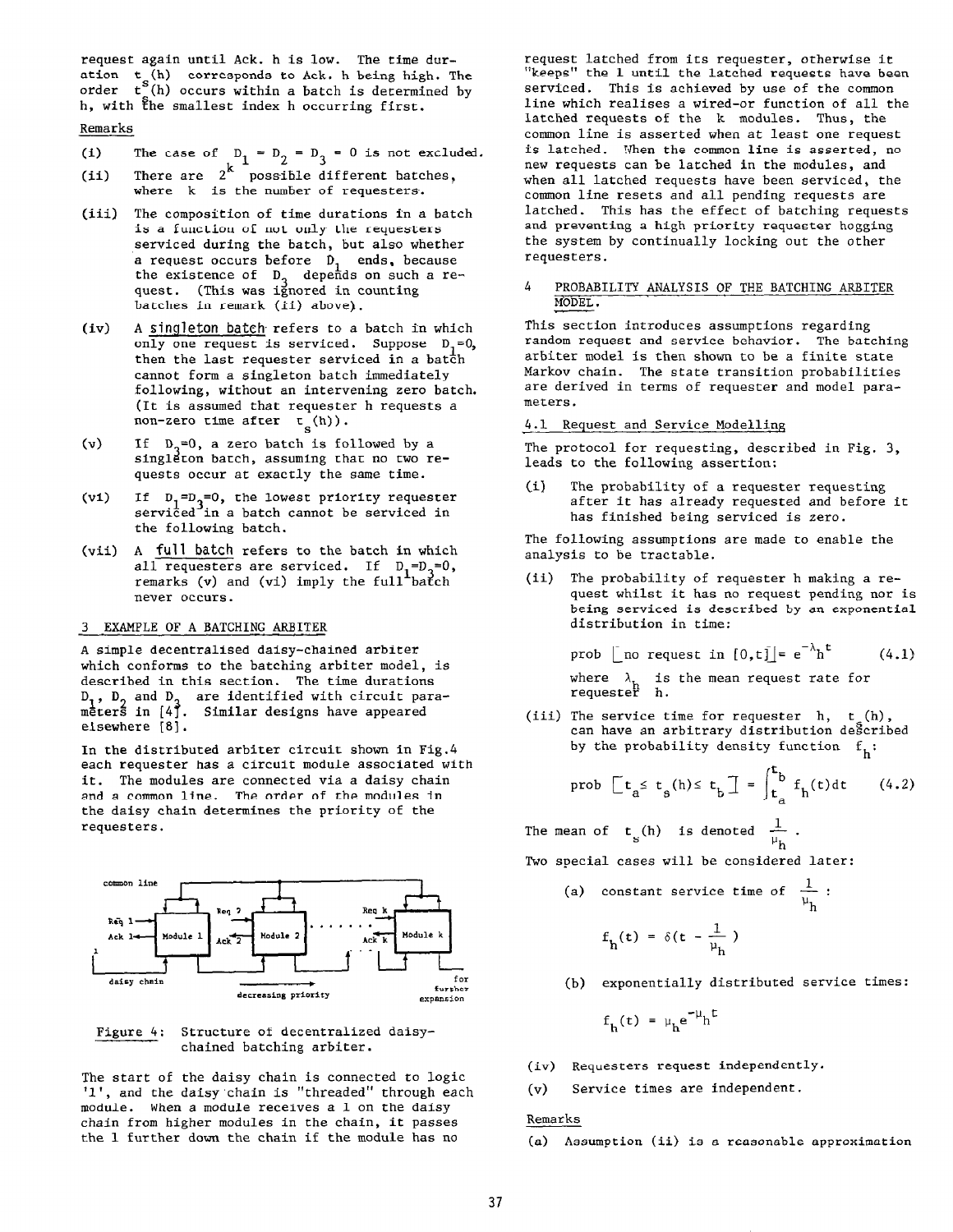request again until Ack. h is low. The time duration $t_s(h)$ corresponds to Ack. h being high. The order $t_s(h)$ occurs within a batch is determined by h, with the smallest index h occurring first.

Remarks

(i) The case of $D_1 = D_2 = D_3 = 0$ is not excluded.

(ii) There are $2^k$ possible different batches, where k is the number of requesters.

(iii) The composition of time durations in a batch is a function of not only the requesters serviced during the batch, but also whether a request occurs before $D_1$ ends, because the existence of $D_3$ depends on such a request. (This was ignored in counting batches in remark (ii) above).

(iv) A singleton batch refers to a batch in which only one request is serviced. Suppose $D_1$=0, then the last requester serviced in a batch cannot form a singleton batch immediately following, without an intervening zero batch. (It is assumed that requester h requests a non-zero time after $t_s(h)$).

(v) If $D_3$=0, a zero batch is followed by a singleton batch, assuming that no two requests occur at exactly the same time.

(vi) If $D_1$=$D_3$=0, the lowest priority requester serviced in a batch cannot be serviced in the following batch.

(vii) A full batch refers to the batch in which all requesters are serviced. If $D_1$=$D_3$=0, remarks (v) and (vi) imply the full batch never occurs.

## 3 EXAMPLE OF A BATCHING ARBITER

A simple decentralised daisy-chained arbiter which conforms to the batching arbiter model, is described in this section. The time durations $D_1$, $D_2$ and $D_3$ are identified with circuit parameters in [4]. Similar designs have appeared elsewhere [8].

In the distributed arbiter circuit shown in Fig.4 each requester has a circuit module associated with it. The modules are connected via a daisy chain and a common line. The order of the modules in the daisy chain determines the priority of the requesters.

Figure 4: Structure of decentralized daisy-chained batching arbiter.

The start of the daisy chain is connected to logic '1', and the daisy chain is "threaded" through each module. When a module receives a 1 on the daisy chain from higher modules in the chain, it passes the 1 further down the chain if the module has no request latched from its requester, otherwise it "keeps" the 1 until the latched requests have been serviced. This is achieved by use of the common line which realises a wired-or function of all the latched requests of the k modules. Thus, the common line is asserted when at least one request is latched. When the common line is asserted, no new requests can be latched in the modules, and when all latched requests have been serviced, the common line resets and all pending requests are latched. This has the effect of batching requests and preventing a high priority requester hogging the system by continually locking out the other requesters.

## 4 PROBABILITY ANALYSIS OF THE BATCHING ARBITER MODEL.

This section introduces assumptions regarding random request and service behavior. The batching arbiter model is then shown to be a finite state Markov chain. The state transition probabilities are derived in terms of requester and model parameters.

### 4.1 Request and Service Modelling

The protocol for requesting, described in Fig. 3, leads to the following assertion:

(i) The probability of a requester requesting after it has already requested and before it has finished being serviced is zero.

The following assumptions are made to enable the analysis to be tractable.

(ii) The probability of requester h making a request whilst it has no request pending nor is being serviced is described by an exponential distribution in time:

$$\text{prob}\left[\text{no request in } [0,t]\right] = e^{-\lambda_h t} \qquad (4.1)$$

where $\lambda_h$ is the mean request rate for requester h.

(iii) The service time for requester h, $t_s(h)$, can have an arbitrary distribution described by the probability density function $f_h$:

$$\text{prob}\left[t_a \leq t_s(h) \leq t_b\right] = \int_{t_a}^{t_b} f_h(t)dt \qquad (4.2)$$

The mean of $t_s(h)$ is denoted $\frac{1}{\mu_h}$.

Two special cases will be considered later:

(a) constant service time of $\frac{1}{\mu_h}$:

$$f_h(t) = \delta(t - \frac{1}{\mu_h})$$

(b) exponentially distributed service times:

$$f_h(t) = \mu_h e^{-\mu_h t}$$

(iv) Requesters request independently.

(v) Service times are independent.

Remarks

(a) Assumption (ii) is a reasonable approximation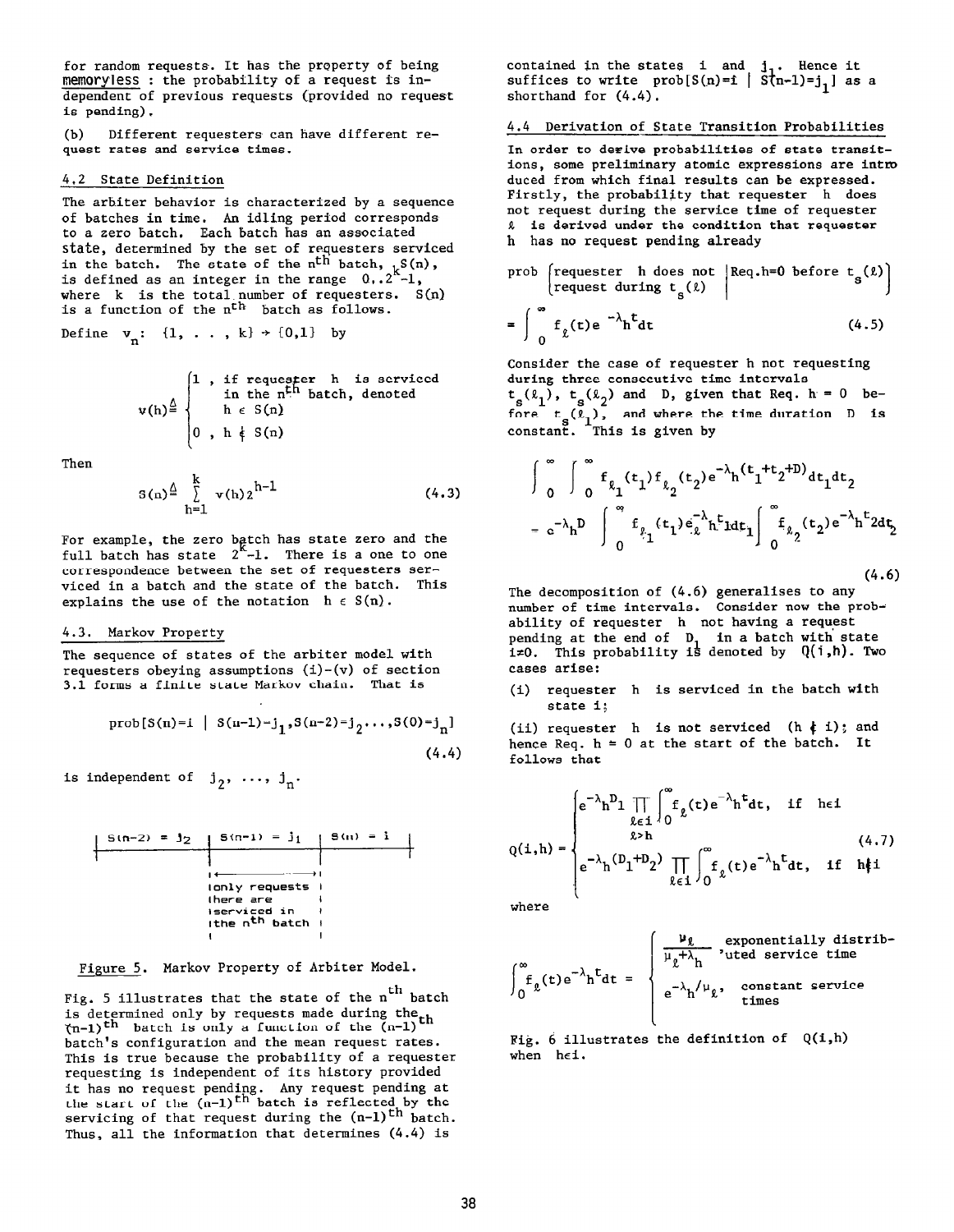for random requests. It has the property of being memoryless : the probability of a request is independent of previous requests (provided no request is pending).

(b) Different requesters can have different request rates and service times.

### 4.2 State Definition

The arbiter behavior is characterized by a sequence of batches in time. An idling period corresponds to a zero batch. Each batch has an associated state, determined by the set of requesters serviced in the batch. The state of the $n^{th}$ batch, $S(n)$, is defined as an integer in the range $0, .2^k-1$, where $k$ is the total number of requesters. $S(n)$ is a function of the $n^{th}$ batch as follows.

Define $v_n: \{1, \ldots, k\} \to \{0,1\}$ by

$$v(h) \triangleq \begin{cases} 1, & \text{if requester } h \text{ is serviced in the } n^{th} \text{ batch, denoted } h \in S(n) \\ 0, & h \notin S(n) \end{cases}$$

Then

$$S(n) \triangleq \sum_{h=1}^{k} v(h) 2^{h-1} \tag{4.3}$$

For example, the zero batch has state zero and the full batch has state $2^k-1$. There is a one to one correspondence between the set of requesters serviced in a batch and the state of the batch. This explains the use of the notation $h \in S(n)$.

### 4.3. Markov Property

The sequence of states of the arbiter model with requesters obeying assumptions (i)-(v) of section 3.1 forms a finite state Markov chain. That is

$$\text{prob}[S(n)=i \mid S(n-1)=j_1, S(n-2)=j_2 \ldots, S(0)=j_n] \tag{4.4}$$

is independent of $j_2, \ldots, j_n$.

| S(n-2) = j2 | S(n-1) = j1 | S(n) = i |
|---|---|---|
| | only requests there are serviced in the $n^{th}$ batch | |

Figure 5. Markov Property of Arbiter Model.

Fig. 5 illustrates that the state of the $n^{th}$ batch is determined only by requests made during the $(n-1)^{th}$ batch is only a function of the $(n-1)^{th}$ batch's configuration and the mean request rates. This is true because the probability of a requester requesting is independent of its history provided it has no request pending. Any request pending at the start of the $(n-1)^{th}$ batch is reflected by the servicing of that request during the $(n-1)^{th}$ batch. Thus, all the information that determines (4.4) is contained in the states $i$ and $j_1$. Hence it suffices to write $\text{prob}[S(n)=i \mid S(n-1)=j_1]$ as a shorthand for (4.4).

### 4.4 Derivation of State Transition Probabilities

In order to derive probabilities of state transitions, some preliminary atomic expressions are introduced from which final results can be expressed. Firstly, the probability that requester $h$ does not request during the service time of requester $\ell$ is derived under the condition that requester $h$ has no request pending already

$$\text{prob}\left[\begin{matrix}\text{requester } h \text{ does not} \\ \text{request during } t_s(\ell)\end{matrix} \middle| \text{Req.}h=0 \text{ before } t_s(\ell)\right]$$

$$= \int_0^\infty f_\ell(t) e^{-\lambda_h t} dt \tag{4.5}$$

Consider the case of requester $h$ not requesting during three consecutive time intervals $t_s(\ell_1)$, $t_s(\ell_2)$ and $D$, given that Req. $h = 0$ before $t_s(\ell_1)$, and where the time duration $D$ is constant. This is given by

$$\int_0^\infty \int_0^\infty f_{\ell_1}(t_1) f_{\ell_2}(t_2) e^{-\lambda_h(t_1+t_2+D)} dt_1 dt_2$$

$$= e^{-\lambda_h D} \int_0^\infty f_{\ell_1}(t_1) e^{-\lambda_h t_1} dt_1 \int_0^\infty f_{\ell_2}(t_2) e^{-\lambda_h t_2} dt_2 \tag{4.6}$$

The decomposition of (4.6) generalises to any number of time intervals. Consider now the probability of requester $h$ not having a request pending at the end of $D_1$ in a batch with state $i \neq 0$. This probability is denoted by $Q(i,h)$. Two cases arise:

(i) requester $h$ is serviced in the batch with state $i$;

(ii) requester $h$ is not serviced ($h \notin i$); and hence Req. $h = 0$ at the start of the batch. It follows that

$$Q(i,h) = \begin{cases} e^{-\lambda_h D_1} \prod\limits_{\substack{\ell \in i \\ \ell > h}} \int_0^\infty f_\ell(t) e^{-\lambda_h t} dt, & \text{if } h \in i \\ e^{-\lambda_h (D_1+D_2)} \prod\limits_{\ell \in i} \int_0^\infty f_\ell(t) e^{-\lambda_h t} dt, & \text{if } h \notin i \end{cases} \tag{4.7}$$

where

$$\int_0^\infty f_\ell(t) e^{-\lambda_h t} dt = \begin{cases} \dfrac{\mu_\ell}{\mu_\ell + \lambda_h} & \text{exponentially distributed service time} \\ e^{-\lambda_h/\mu_\ell}, & \text{constant service times} \end{cases}$$

Fig. 6 illustrates the definition of $Q(i,h)$ when $h \in i$.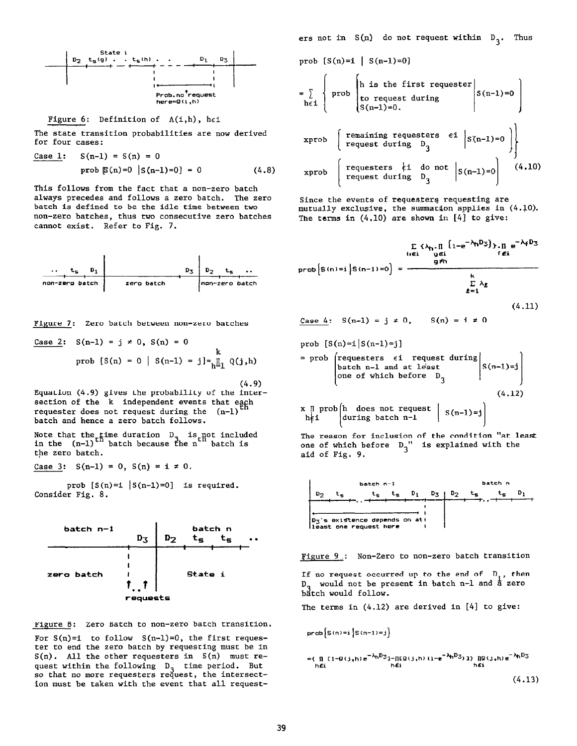Figure 6: Definition of $A(i,h)$, $h\epsilon i$

The state transition probabilities are now derived for four cases:

Case 1: $S(n-1) = S(n) = 0$

$$\text{prob}\,[S(n)=0 \mid S(n-1)=0] = 0 \tag{4.8}$$

This follows from the fact that a non-zero batch always precedes and follows a zero batch. The zero batch is defined to be the idle time between two non-zero batches, thus two consecutive zero batches cannot exist. Refer to Fig. 7.

Figure 7: Zero batch between non-zero batches

Case 2: $S(n-1) = j \neq 0$, $S(n) = 0$

$$\text{prob}\,[S(n) = 0 \mid S(n-1) = j] = \prod_{h=1}^{k} Q(j,h) \tag{4.9}$$

Equation (4.9) gives the probability of the intersection of the $k$ independent events that each requester does not request during the $(n-1)^{th}$ batch and hence a zero batch follows.

Note that the time duration $D_3$ is not included in the $(n-1)^{th}$ batch because the $n^{th}$ batch is the zero batch.

Case 3: $S(n-1) = 0$, $S(n) = i \neq 0$.

prob $[S(n)=i \mid S(n-1)=0]$ is required. Consider Fig. 8.

Figure 8: Zero Batch to non-zero batch transition.

For $S(n)=i$ to follow $S(n-1)=0$, the first requester to end the zero batch by requesting must be in $S(n)$. All the other requesters in $S(n)$ must request within the following $D_3$ time period. But so that no more requesters request, the intersection must be taken with the event that all requesters not in $S(n)$ do not request within $D_3$. Thus

$$\text{prob}\,[S(n)=i \mid S(n-1)=0]$$

$$= \sum_{h\epsilon i} \left\{ \text{prob} \left[ \begin{array}{l} h \text{ is the first requester} \\ \text{to request during} \\ S(n-1)=0. \end{array} \middle| S(n-1)=0 \right] \right.$$

$$\text{xprob} \left[ \begin{array}{l} \text{remaining requesters } \epsilon i \\ \text{request during } D_3 \end{array} \middle| S(n-1)=0 \right]$$

$$\left. \text{xprob} \left[ \begin{array}{l} \text{requesters } \notin i \text{ do not} \\ \text{request during } D_3 \end{array} \middle| S(n-1)=0 \right] \right\} \tag{4.10}$$

Since the events of requesters requesting are mutually exclusive, the summation applies in (4.10). The terms in (4.10) are shown in [4] to give:

$$\text{prob}\left[S(n)=i \mid S(n-1)=0\right] = \frac{\sum\limits_{h\epsilon i} \{\lambda_h \cdot \prod\limits_{\substack{g\epsilon i \\ g\neq h}} [1-e^{-\lambda_h D_3}]\} \cdot \prod\limits_{f\notin i} e^{-\lambda_f D_3}}{\sum\limits_{\ell=1}^{k} \lambda_\ell} \tag{4.11}$$

Case 4: $S(n-1) = j \neq 0$, $S(n) = i \neq 0$

$$\text{prob}\,[S(n)=i \mid S(n-1)=j]$$

$$= \text{prob} \left[ \begin{array}{l} \text{requesters } \epsilon i \text{ request during} \\ \text{batch } n-1 \text{ and at least} \\ \text{one of which before } D_3 \end{array} \middle| S(n-1)=j \right] \tag{4.12}$$

$$\times \prod_{h\notin i} \text{prob} \left[ \begin{array}{l} h \text{ does not request} \\ \text{during batch } n-1 \end{array} \middle| S(n-1)=j \right]$$

The reason for inclusion of the condition "at least one of which before $D_3$" is explained with the aid of Fig. 9.

Figure 9: Non-Zero to non-zero batch transition

If no request occurred up to the end of $D_1$, then $D_3$ would not be present in batch $n-1$ and a zero batch would follow.

The terms in (4.12) are derived in [4] to give:

$$\text{prob}\left[S(n)=i \mid S(n-1)=j\right]$$

$$=\{\prod_{h\epsilon i} [1-Q(j,h)e^{-\lambda_h D_3}] - \prod_{h\epsilon i} [Q(j,h)(1-e^{-\lambda_h D_3})]\} \prod_{h\notin i} Q(j,h)e^{-\lambda_h D_3} \tag{4.13}$$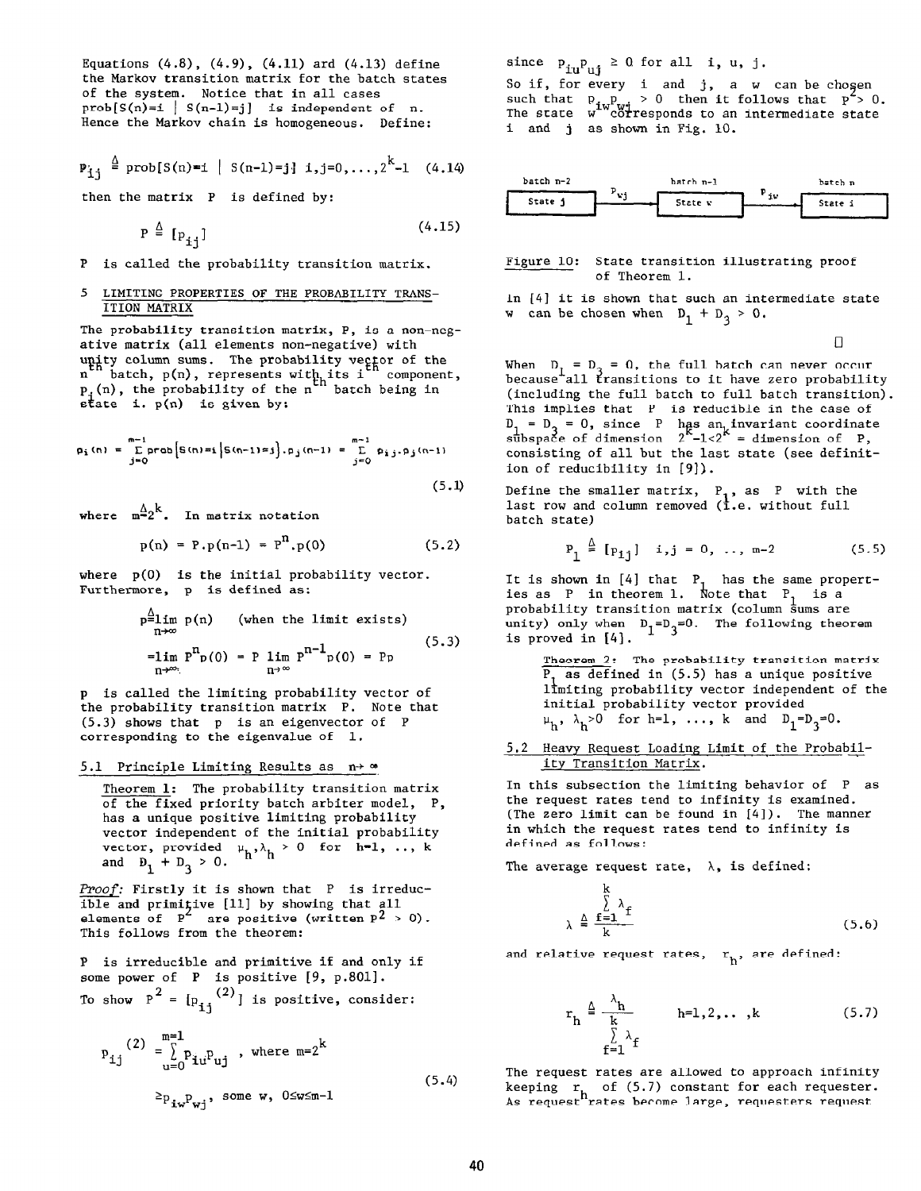Equations (4.8), (4.9), (4.11) and (4.13) define the Markov transition matrix for the batch states of the system. Notice that in all cases $\text{prob}[S(n)=i \mid S(n-1)=j]$ is independent of $n$. Hence the Markov chain is homogeneous. Define:

$$p_{ij} \triangleq \text{prob}[S(n)=i \mid S(n-1)=j] \quad i,j=0,\ldots,2^k-1 \tag{4.14}$$

then the matrix $P$ is defined by:

$$P \triangleq [p_{ij}] \tag{4.15}$$

$P$ is called the probability transition matrix.

## 5 LIMITING PROPERTIES OF THE PROBABILITY TRANSITION MATRIX

The probability transition matrix, $P$, is a non-negative matrix (all elements non-negative) with unity column sums. The probability vector of the $n^{th}$ batch, $p(n)$, represents with its $i^{th}$ component, $p_i(n)$, the probability of the $n^{th}$ batch being in state $i$. $p(n)$ is given by:

$$p_i(n) = \sum_{j=0}^{m-1} \text{prob}[S(n)=i \mid S(n-1)=j] \cdot p_j(n-1) = \sum_{j=0}^{m-1} p_{ij} \cdot p_j(n-1) \tag{5.1}$$

where $m \triangleq 2^k$. In matrix notation

$$p(n) = P.p(n-1) = P^n.p(0) \tag{5.2}$$

where $p(0)$ is the initial probability vector. Furthermore, $p$ is defined as:

$$\begin{aligned} p &\triangleq \lim_{n\to\infty} p(n) \quad \text{(when the limit exists)} \\ &= \lim_{n\to\infty} P^n p(0) = P \lim_{n\to\infty} P^{n-1} p(0) = Pp \end{aligned} \tag{5.3}$$

$p$ is called the limiting probability vector of the probability transition matrix $P$. Note that (5.3) shows that $p$ is an eigenvector of $P$ corresponding to the eigenvalue of 1.

### 5.1 Principle Limiting Results as $n \to \infty$

> **Theorem 1:** The probability transition matrix of the fixed priority batch arbiter model, $P$, has a unique positive limiting probability vector independent of the initial probability vector, provided $\mu_h, \lambda_h > 0$ for $h=1, \ldots, k$ and $D_1 + D_3 > 0$.

*Proof:* Firstly it is shown that $P$ is irreducible and primitive [11] by showing that all elements of $P^2$ are positive (written $P^2 > 0$). This follows from the theorem:

$P$ is irreducible and primitive if and only if some power of $P$ is positive [9, p.801].

To show $P^2 = [p_{ij}^{(2)}]$ is positive, consider:

$$\begin{aligned} p_{ij}^{(2)} &= \sum_{u=0}^{m-1} p_{iu} p_{uj}, \quad \text{where } m=2^k \\ &\geq p_{iw} p_{wj}, \quad \text{some } w, \ 0 \leq w \leq m-1 \end{aligned} \tag{5.4}$$

since $p_{iu}p_{uj} \geq 0$ for all $i, u, j$.

So if, for every $i$ and $j$, a $w$ can be chosen such that $p_{iw}p_{wj} > 0$ then it follows that $P^2 > 0$. The state $w$ corresponds to an intermediate state $i$ and $j$ as shown in Fig. 10.

batch n-2: State j —$p_{wj}$→ batch n-1: State w —$p_{iw}$→ batch n: State i

Figure 10: State transition illustrating proof of Theorem 1.

In [4] it is shown that such an intermediate state $w$ can be chosen when $D_1 + D_3 > 0$.

□

When $D_1 = D_3 = 0$, the full batch can never occur because all transitions to it have zero probability (including the full batch to full batch transition). This implies that $P$ is reducible in the case of $D_1 = D_3 = 0$, since $P$ has an invariant coordinate subspace of dimension $2^k-1<2^k$ = dimension of $P$, consisting of all but the last state (see definition of reducibility in [9]).

Define the smaller matrix, $P_1$, as $P$ with the last row and column removed (i.e. without full batch state)

$$P_1 \triangleq [p_{ij}] \quad i,j = 0, \ldots, m-2 \tag{5.5}$$

It is shown in [4] that $P_1$ has the same properties as $P$ in theorem 1. Note that $P_1$ is a probability transition matrix (column sums are unity) only when $D_1=D_3=0$. The following theorem is proved in [4].

> Theorem 2: The probability transition matrix $P_1$ as defined in (5.5) has a unique positive limiting probability vector independent of the initial probability vector provided $\mu_h, \lambda_h > 0$ for $h=1, \ldots, k$ and $D_1=D_3=0$.

### 5.2 Heavy Request Loading Limit of the Probability Transition Matrix.

In this subsection the limiting behavior of $P$ as the request rates tend to infinity is examined. (The zero limit can be found in [4]). The manner in which the request rates tend to infinity is defined as follows:

The average request rate, $\lambda$, is defined;

$$\lambda \triangleq \frac{\sum_{f=1}^{k} \lambda_f}{k} \tag{5.6}$$

and relative request rates, $r_h$, are defined:

$$r_h \triangleq \frac{\lambda_h}{\sum_{f=1}^{k} \lambda_f} \quad h=1,2,\ldots,k \tag{5.7}$$

The request rates are allowed to approach infinity keeping $r_h$ of (5.7) constant for each requester. As request rates become large, requesters request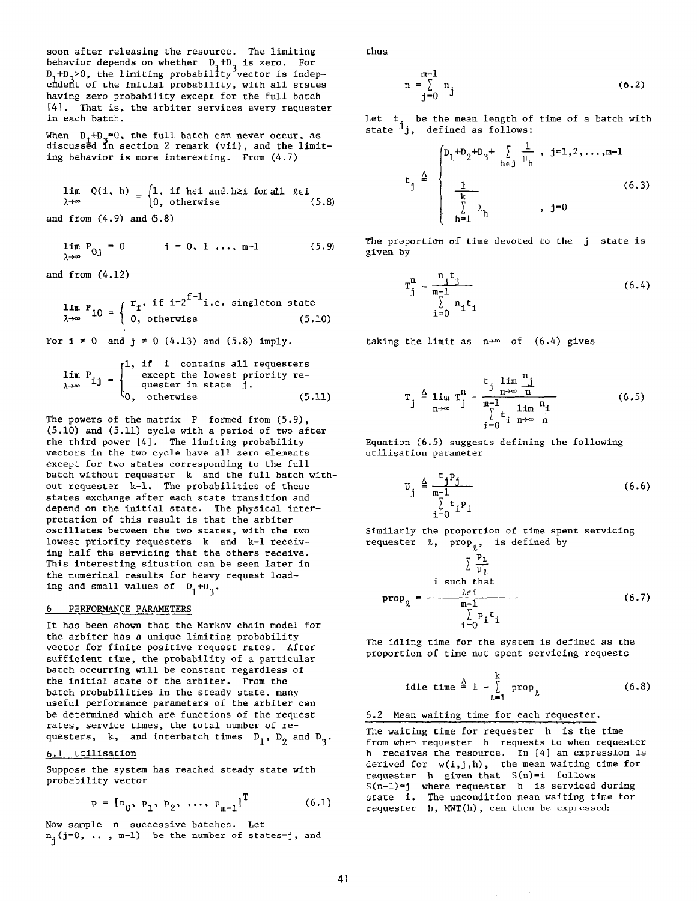soon after releasing the resource. The limiting behavior depends on whether $D_1+D_3$ is zero. For $D_1+D_3>0$, the limiting probability vector is independent of the initial probability, with all states having zero probability except for the full batch [4]. That is, the arbiter services every requester in each batch.

When $D_1+D_3=0$, the full batch can never occur, as discussed in section 2 remark (vii), and the limiting behavior is more interesting. From (4.7)

$$\lim_{\lambda\to\infty} Q(i,h) = \begin{cases} 1, & \text{if } h\in i \text{ and } h\geq \ell \text{ for all } \ell\in i \\ 0, & \text{otherwise} \end{cases} \tag{5.8}$$

and from (4.9) and (5.8)

$$\lim_{\lambda\to\infty} P_{0j} = 0 \qquad j = 0, 1, \ldots, m-1 \tag{5.9}$$

and from (4.12)

$$\lim_{\lambda\to\infty} P_{i0} = \begin{cases} r_f, & \text{if } i=2^{f-1} \text{ i.e. singleton state} \\ 0, & \text{otherwise} \end{cases} \tag{5.10}$$

For $i \neq 0$ and $j \neq 0$ (4.13) and (5.8) imply.

$$\lim_{\lambda\to\infty} P_{ij} = \begin{cases} 1, & \text{if } i \text{ contains all requesters except the lowest priority requester in state } j. \\ 0, & \text{otherwise} \end{cases} \tag{5.11}$$

The powers of the matrix P formed from (5.9), (5.10) and (5.11) cycle with a period of two after the third power [4]. The limiting probability vectors in the two cycle have all zero elements except for two states corresponding to the full batch without requester k and the full batch without requester k-1. The probabilities of these states exchange after each state transition and depend on the initial state. The physical interpretation of this result is that the arbiter oscillates between the two states, with the two lowest priority requesters k and k-1 receiving half the servicing that the others receive. This interesting situation can be seen later in the numerical results for heavy request loading and small values of $D_1+D_3$.

## 6 PERFORMANCE PARAMETERS

It has been shown that the Markov chain model for the arbiter has a unique limiting probability vector for finite positive request rates. After sufficient time, the probability of a particular batch occurring will be constant regardless of the initial state of the arbiter. From the batch probabilities in the steady state, many useful performance parameters of the arbiter can be determined which are functions of the request rates, service times, the total number of requesters, k, and interbatch times $D_1$, $D_2$ and $D_3$.

### 6.1 Utilisation

Suppose the system has reached steady state with probability vector

$$p = [p_0, p_1, p_2, \ldots, p_{m-1}]^T \tag{6.1}$$

Now sample n successive batches. Let $n_j (j=0, \ldots, m-1)$ be the number of states-j, and thus

$$n = \sum_{j=0}^{m-1} n_j \tag{6.2}$$

Let $t_j$ be the mean length of time of a batch with state j, defined as follows:

$$t_j \triangleq \begin{cases} D_1+D_2+D_3+\sum_{h\in j} \frac{1}{\mu_h}, & j=1,2,\ldots,m-1 \\ \frac{1}{\sum_{h=1}^{k} \lambda_h}, & j=0 \end{cases} \tag{6.3}$$

The proportion of time devoted to the j state is given by

$$T_j^n = \frac{n_j t_j}{\sum_{i=0}^{m-1} n_i t_i} \tag{6.4}$$

taking the limit as $n\to\infty$ of (6.4) gives

$$T_j \triangleq \lim_{n\to\infty} T_j^n = \frac{t_j \lim_{n\to\infty} \frac{n_j}{n}}{\sum_{i=0}^{m-1} t_i \lim_{n\to\infty} \frac{n_i}{n}} \tag{6.5}$$

Equation (6.5) suggests defining the following utilisation parameter

$$U_j \triangleq \frac{t_j p_j}{\sum_{i=0}^{m-1} t_i p_i} \tag{6.6}$$

Similarly the proportion of time spent servicing requester $\ell$, $\text{prop}_\ell$, is defined by

$$\text{prop}_\ell = \frac{\sum\limits_{i \text{ such that } \ell\in i} \frac{p_i}{\mu_\ell}}{\sum_{i=0}^{m-1} p_i t_i} \tag{6.7}$$

The idling time for the system is defined as the proportion of time not spent servicing requests

$$\text{idle time} \triangleq 1 - \sum_{\ell=1}^{k} \text{prop}_\ell \tag{6.8}$$

### 6.2 Mean waiting time for each requester.

The waiting time for requester h is the time from when requester h requests to when requester h receives the resource. In [4] an expression is derived for $w(i,j,h)$, the mean waiting time for requester h given that $S(n)=i$ follows $S(n-1)=j$ where requester h is serviced during state i. The uncondition mean waiting time for requester h, MWT(h), can then be expressed: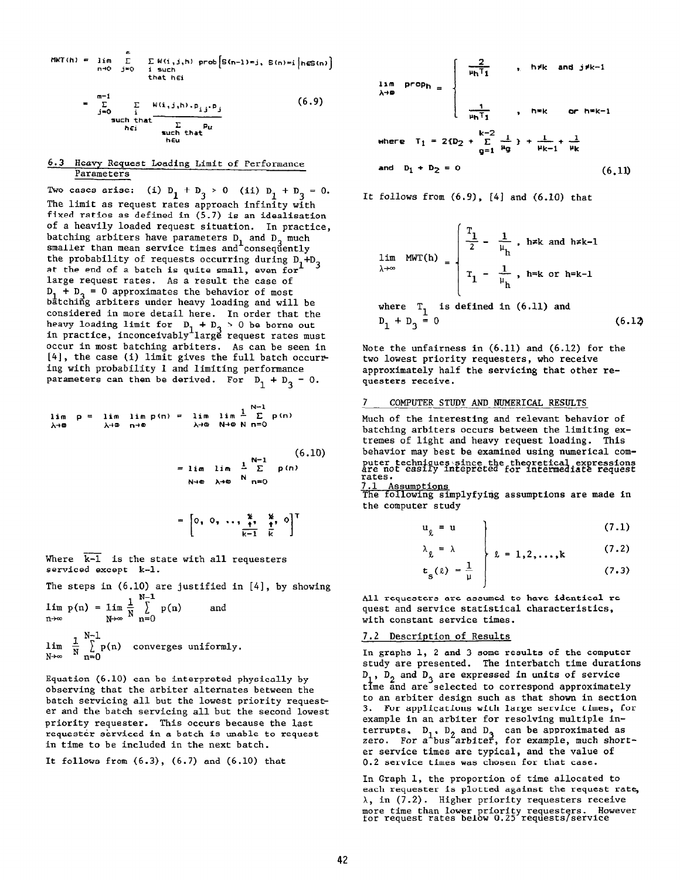$$\mathrm{MWT}(h) = \lim_{n\to 0} \sum_{j=0}^{\infty} \sum_{\substack{i \text{ such} \\ \text{that } h\in i}} W(i,j,h)\ \mathrm{prob}\left[S(n-1)=j,\ S(n)=i \,\middle|\, h\in S(n)\right]$$

$$= \frac{\displaystyle\sum_{j=0}^{m-1} \sum_{\substack{i \\ \text{such that} \\ h\in i}} W(i,j,h)\cdot p_{ij}\cdot p_j}{\displaystyle\sum_{\substack{\text{such that} \\ h\in u}} p_u} \tag{6.9}$$

### 6.3 Heavy Request Loading Limit of Performance Parameters

Two cases arise: (i) $D_1 + D_3 > 0$ (ii) $D_1 + D_3 = 0$. The limit as request rates approach infinity with fixed ratios as defined in (5.7) is an idealisation of a heavily loaded request situation. In practice, batching arbiters have parameters $D_1$ and $D_3$ much smaller than mean service times and consequently the probability of requests occurring during $D_1+D_3$ at the end of a batch is quite small, even for large request rates. As a result the case of $D_1 + D_3 = 0$ approximates the behavior of most batching arbiters under heavy loading and will be considered in more detail here. In order that the heavy loading limit for $D_1 + D_3 > 0$ be borne out in practice, inconceivably large request rates must occur in most batching arbiters. As can be seen in [4], the case (i) limit gives the full batch occurring with probability 1 and limiting performance parameters can then be derived. For $D_1 + D_3 - 0$.

$$\lim_{\lambda\to\infty} p = \lim_{\lambda\to\infty} \lim_{n\to\infty} p(n) = \lim_{\lambda\to\infty} \lim_{N\to\infty} \frac{1}{N} \sum_{n=0}^{N-1} p(n)$$

$$= \lim_{N\to\infty} \lim_{\lambda\to\infty} \frac{1}{N} \sum_{n=0}^{N-1} p(n) \tag{6.10}$$

$$= \left[0,\ 0,\ \ldots,\ \underset{\overline{k-1}}{\overset{\frac{1}{2}}{\uparrow}},\ \underset{\overline{k}}{\overset{\frac{1}{2}}{\uparrow}},\ 0\right]^T$$

Where $\overline{k-1}$ is the state with all requesters serviced except $k-1$.

The steps in (6.10) are justified in [4], by showing

$$\lim_{n\to\infty} p(n) = \lim_{N\to\infty} \frac{1}{N} \sum_{n=0}^{N-1} p(n) \quad \text{and}$$

$$\lim_{N\to\infty} \frac{1}{N} \sum_{n=0}^{N-1} p(n) \quad \text{converges uniformly.}$$

Equation (6.10) can be interpreted physically by observing that the arbiter alternates between the batch servicing all but the lowest priority requester and the batch servicing all but the second lowest priority requester. This occurs because the last requester serviced in a batch is unable to request in time to be included in the next batch.

It follows from (6.3), (6.7) and (6.10) that

$$\lim_{\lambda\to\infty} \mathrm{prop}_h = \begin{cases} \dfrac{2}{\mu_h T_1}, & h\neq k \text{ and } j\neq k-1 \\[2ex] \dfrac{1}{\mu_h T_1}, & h=k \text{ or } h=k-1 \end{cases}$$

$$\text{where } T_1 = 2\left(D_2 + \sum_{g=1}^{k-2} \frac{1}{\mu_g}\right) + \frac{1}{\mu_{k-1}} + \frac{1}{\mu_k}$$

$$\text{and } D_1 + D_2 = 0 \tag{6.11}$$

It follows from (6.9), [4] and (6.10) that

$$\lim_{\lambda\to\infty} \mathrm{MWT}(h) = \begin{cases} \dfrac{T_1}{2} - \dfrac{1}{\mu_h}, & h\neq k \text{ and } h\neq k-1 \\[2ex] T_1 - \dfrac{1}{\mu_h}, & h=k \text{ or } h=k-1 \end{cases}$$

where $T_1$ is defined in (6.11) and

$$D_1 + D_3 = 0 \tag{6.12}$$

Note the unfairness in (6.11) and (6.12) for the two lowest priority requesters, who receive approximately half the servicing that other requesters receive.

## 7 COMPUTER STUDY AND NUMERICAL RESULTS

Much of the interesting and relevant behavior of batching arbiters occurs between the limiting extremes of light and heavy request loading. This behavior may best be examined using numerical computer techniques since the theoretical expressions are not easily intepreted for intermediate request rates.

### 7.1 Assumptions

The following simplyfying assumptions are made in the computer study

$$\left.\begin{aligned} u_\ell &= u && (7.1) \\ \lambda_\ell &= \lambda && (7.2) \\ t_s(\ell) &= \frac{1}{\mu} && (7.3) \end{aligned}\right\} \quad \ell = 1,2,\ldots,k$$

All requesters are assumed to have identical request and service statistical characteristics, with constant service times.

### 7.2 Description of Results

In graphs 1, 2 and 3 some results of the computer study are presented. The interbatch time durations $D_1$, $D_2$ and $D_3$ are expressed in units of service time and are selected to correspond approximately to an arbiter design such as that shown in section 3. For applications with large service times, for example in an arbiter for resolving multiple interrupts, $D_1$, $D_2$ and $D_3$ can be approximated as zero. For a bus arbiter, for example, much shorter service times are typical, and the value of 0.2 service times was chosen for that case.

In Graph 1, the proportion of time allocated to each requester is plotted against the request rate, $\lambda$, in (7.2). Higher priority requesters receive more time than lower priority requesters. However for request rates below 0.25 requests/service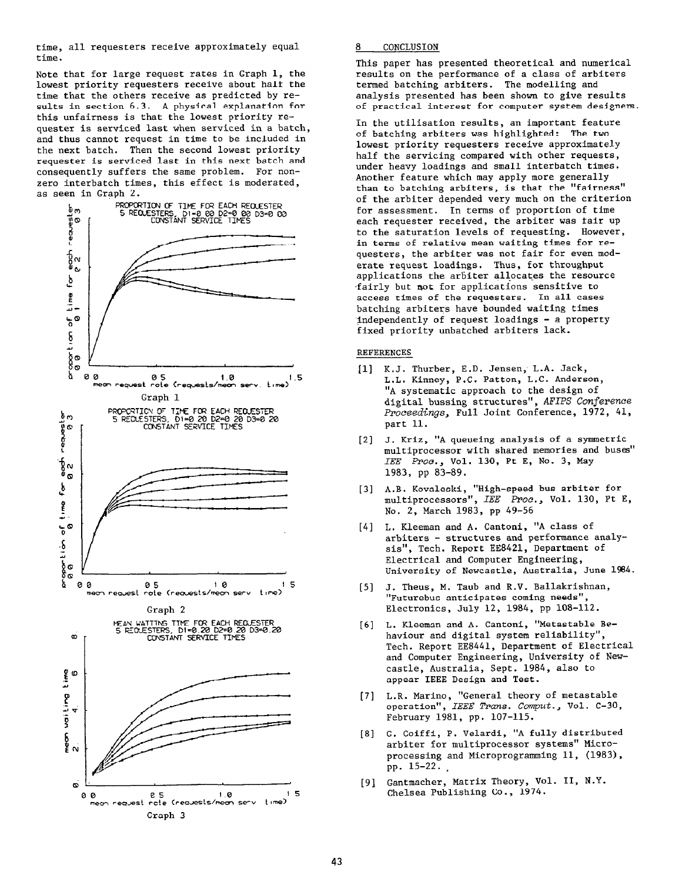time, all requesters receive approximately equal time.

Note that for large request rates in Graph 1, the lowest priority requesters receive about half the time that the others receive as predicted by results in section 6.3. A physical explanation for this unfairness is that the lowest priority requester is serviced last when serviced in a batch, and thus cannot request in time to be included in the next batch. Then the second lowest priority requester is serviced last in this next batch and consequently suffers the same problem. For non-zero interbatch times, this effect is moderated, as seen in Graph 2.

PROPORTION OF TIME FOR EACH REQUESTER
5 REQUESTERS, D1=0.00 D2=0.00 D3=0.00
CONSTANT SERVICE TIMES

proportion of time for each requester

0.3
0.2
0.1
0.0

0.0 0.5 1.0 1.5
mean request rate (requests/mean serv. time)

Graph 1

PROPORTION OF TIME FOR EACH REQUESTER
5 REQUESTERS, D1=0.20 D2=0.20 D3=0.20
CONSTANT SERVICE TIMES

proportion of time for each requester

0.3
0.2
0.1
0.0

0.0 0.5 1.0 1.5
mean request rate (requests/mean serv. time)

Graph 2

MEAN WAITING TIME FOR EACH REQUESTER
5 REQUESTERS, D1=0.20 D2=0.20 D3=0.20
CONSTANT SERVICE TIMES

mean waiting time

8
6
4
2
0

0.0 0.5 1.0 1.5
mean request rate (requests/mean serv. time)

Graph 3

## 8 CONCLUSION

This paper has presented theoretical and numerical results on the performance of a class of arbiters termed batching arbiters. The modelling and analysis presented has been shown to give results of practical interest for computer system designers.

In the utilisation results, an important feature of batching arbiters was highlighted: The two lowest priority requesters receive approximately half the servicing compared with other requests, under heavy loadings and small interbatch times. Another feature which may apply more generally than to batching arbiters, is that the "fairness" of the arbiter depended very much on the criterion for assessment. In terms of proportion of time each requester received, the arbiter was fair up to the saturation levels of requesting. However, in terms of relative mean waiting times for requesters, the arbiter was not fair for even moderate request loadings. Thus, for throughput applications the arbiter allocates the resource fairly but not for applications sensitive to access times of the requesters. In all cases batching arbiters have bounded waiting times independently of request loadings - a property fixed priority unbatched arbiters lack.

## REFERENCES

[1] K.J. Thurber, E.D. Jensen, L.A. Jack, L.L. Kinney, P.C. Patton, L.C. Anderson, "A systematic approach to the design of digital bussing structures", *AFIPS Conference Proceedings*, Full Joint Conference, 1972, 41, part 11.

[2] J. Kriz, "A queueing analysis of a symmetric multiprocessor with shared memories and buses" *IEE Proc.*, Vol. 130, Pt E, No. 3, May 1983, pp 83-89.

[3] A.B. Kovaleski, "High-speed bus arbiter for multiprocessors", *IEE Proc.*, Vol. 130, Pt E, No. 2, March 1983, pp 49-56

[4] L. Kleeman and A. Cantoni, "A class of arbiters - structures and performance analysis", Tech. Report EE8421, Department of Electrical and Computer Engineering, University of Newcastle, Australia, June 1984.

[5] J. Theus, M. Taub and R.V. Ballakrishnan, "Futurebus anticipates coming needs", Electronics, July 12, 1984, pp 108-112.

[6] L. Kleeman and A. Cantoni, "Metastable Behaviour and digital system reliability", Tech. Report EE8441, Department of Electrical and Computer Engineering, University of Newcastle, Australia, Sept. 1984, also to appear IEEE Design and Test.

[7] L.R. Marino, "General theory of metastable operation", *IEEE Trans. Comput.*, Vol. C-30, February 1981, pp. 107-115.

[8] G. Coiffi, P. Velardi, "A fully distributed arbiter for multiprocessor systems" Microprocessing and Microprogramming 11, (1983), pp. 15-22.

[9] Gantmacher, Matrix Theory, Vol. II, N.Y. Chelsea Publishing Co., 1974.